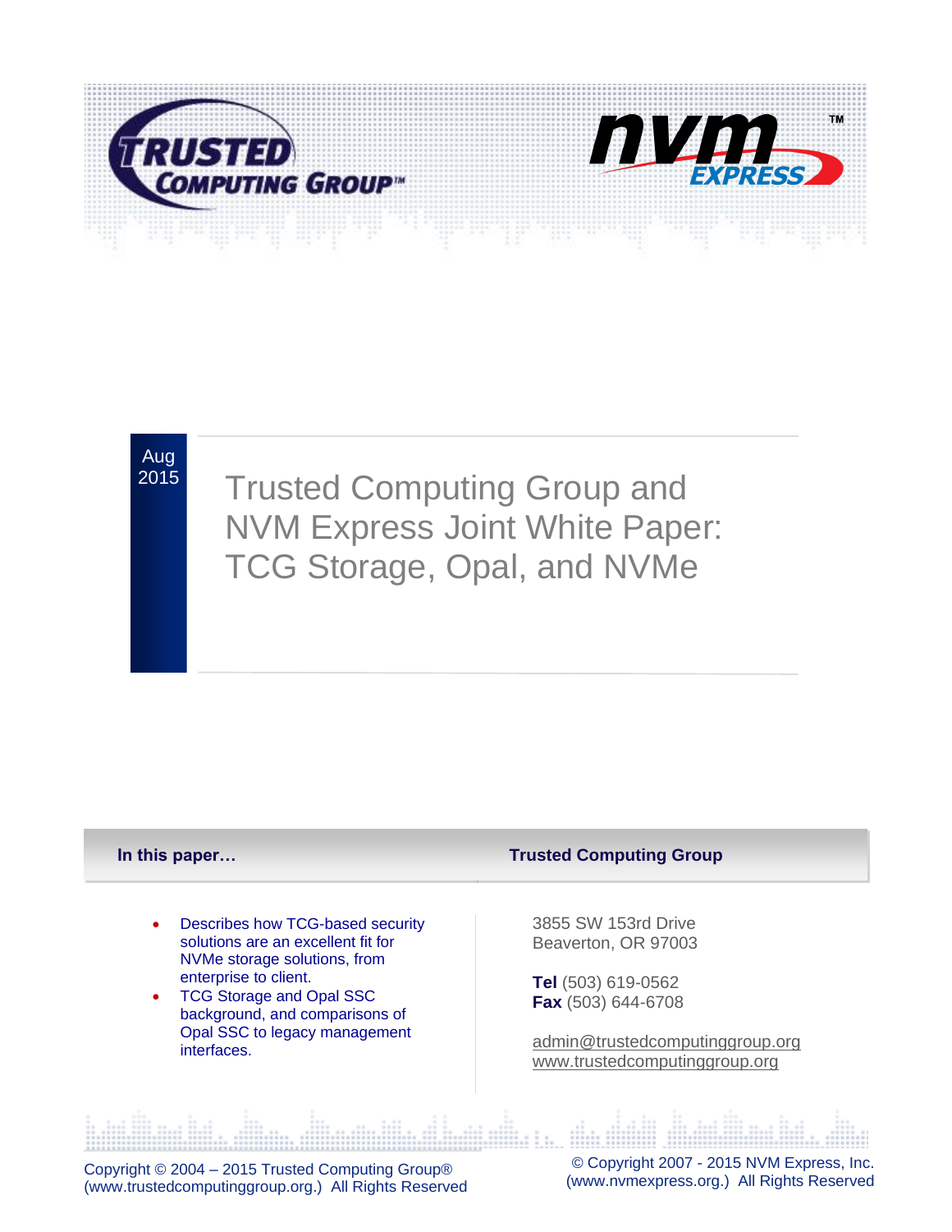Aug 2015

# Trusted Computing Group and NVM Express Joint White Paper: TCG Storage, Opal, and NVMe

**In this paper…**

- Describes how TCG-based security solutions are an excellent fit for NVMe storage solutions, from enterprise to client.
- TCG Storage and Opal SSC background, and comparisons of Opal SSC to legacy management interfaces.

**Trusted Computing Group**

3855 SW 153rd Drive
Beaverton, OR 97003

**Tel** (503) 619-0562
**Fax** (503) 644-6708

admin@trustedcomputinggroup.org
www.trustedcomputinggroup.org

Copyright © 2004 – 2015 Trusted Computing Group® (www.trustedcomputinggroup.org.) All Rights Reserved

© Copyright 2007 - 2015 NVM Express, Inc. (www.nvmexpress.org.) All Rights Reserved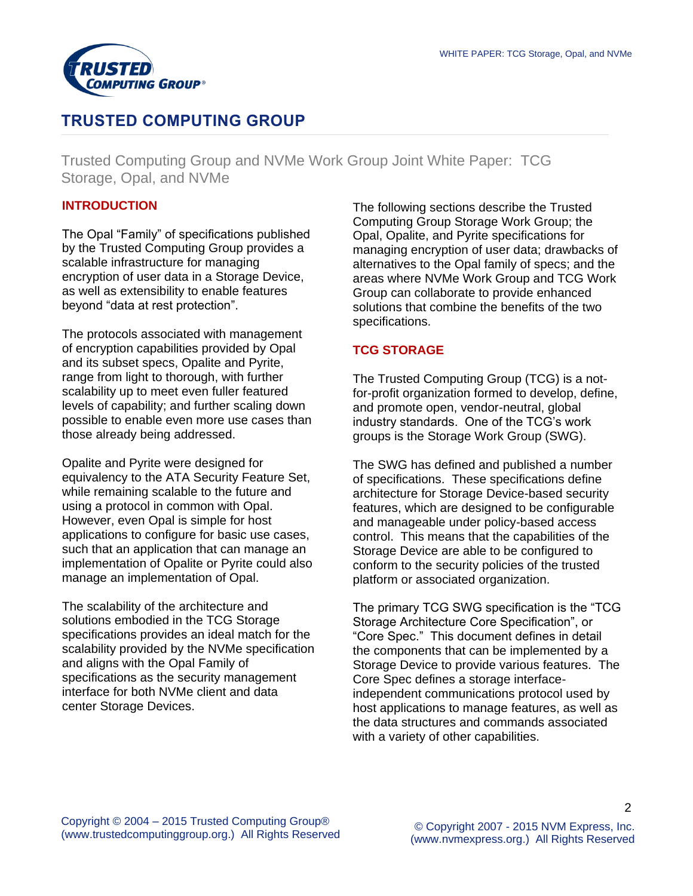# TRUSTED COMPUTING GROUP

Trusted Computing Group and NVMe Work Group Joint White Paper: TCG Storage, Opal, and NVMe

## INTRODUCTION

The Opal "Family" of specifications published by the Trusted Computing Group provides a scalable infrastructure for managing encryption of user data in a Storage Device, as well as extensibility to enable features beyond "data at rest protection".

The protocols associated with management of encryption capabilities provided by Opal and its subset specs, Opalite and Pyrite, range from light to thorough, with further scalability up to meet even fuller featured levels of capability; and further scaling down possible to enable even more use cases than those already being addressed.

Opalite and Pyrite were designed for equivalency to the ATA Security Feature Set, while remaining scalable to the future and using a protocol in common with Opal. However, even Opal is simple for host applications to configure for basic use cases, such that an application that can manage an implementation of Opalite or Pyrite could also manage an implementation of Opal.

The scalability of the architecture and solutions embodied in the TCG Storage specifications provides an ideal match for the scalability provided by the NVMe specification and aligns with the Opal Family of specifications as the security management interface for both NVMe client and data center Storage Devices.

The following sections describe the Trusted Computing Group Storage Work Group; the Opal, Opalite, and Pyrite specifications for managing encryption of user data; drawbacks of alternatives to the Opal family of specs; and the areas where NVMe Work Group and TCG Work Group can collaborate to provide enhanced solutions that combine the benefits of the two specifications.

## TCG STORAGE

The Trusted Computing Group (TCG) is a not-for-profit organization formed to develop, define, and promote open, vendor-neutral, global industry standards. One of the TCG's work groups is the Storage Work Group (SWG).

The SWG has defined and published a number of specifications. These specifications define architecture for Storage Device-based security features, which are designed to be configurable and manageable under policy-based access control. This means that the capabilities of the Storage Device are able to be configured to conform to the security policies of the trusted platform or associated organization.

The primary TCG SWG specification is the "TCG Storage Architecture Core Specification", or "Core Spec." This document defines in detail the components that can be implemented by a Storage Device to provide various features. The Core Spec defines a storage interface-independent communications protocol used by host applications to manage features, as well as the data structures and commands associated with a variety of other capabilities.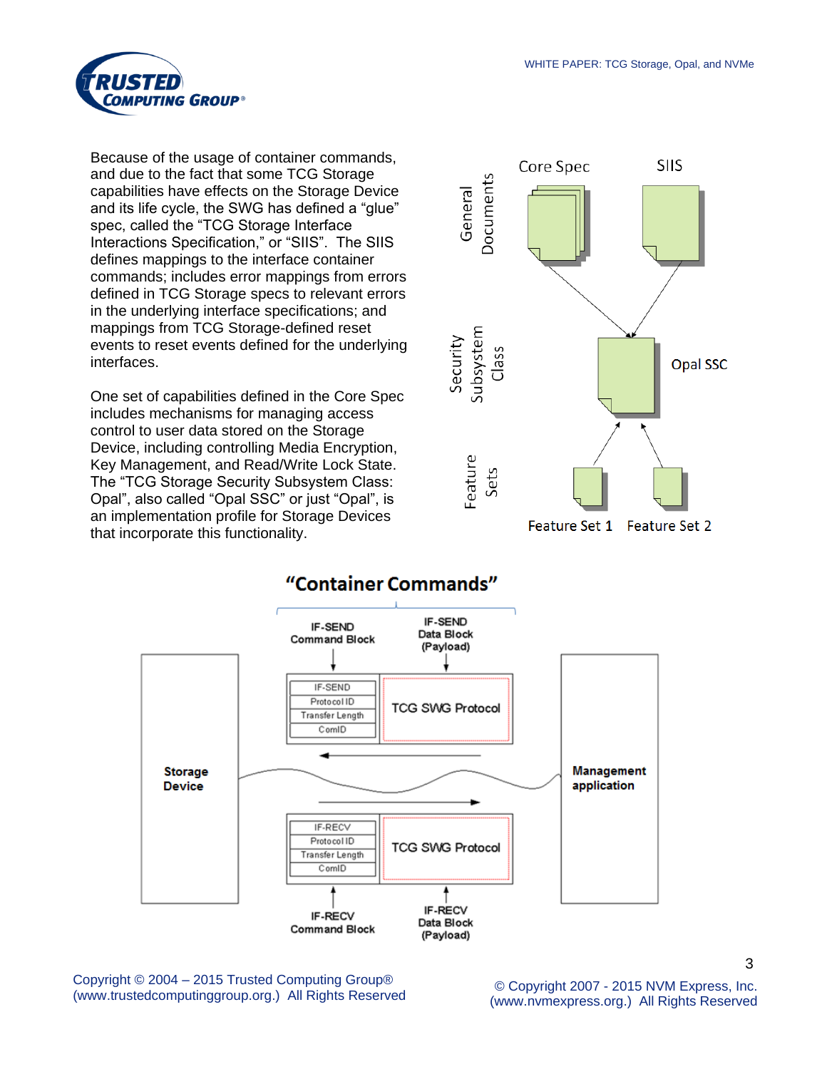Because of the usage of container commands, and due to the fact that some TCG Storage capabilities have effects on the Storage Device and its life cycle, the SWG has defined a "glue" spec, called the "TCG Storage Interface Interactions Specification," or "SIIS". The SIIS defines mappings to the interface container commands; includes error mappings from errors defined in TCG Storage specs to relevant errors in the underlying interface specifications; and mappings from TCG Storage-defined reset events to reset events defined for the underlying interfaces.

One set of capabilities defined in the Core Spec includes mechanisms for managing access control to user data stored on the Storage Device, including controlling Media Encryption, Key Management, and Read/Write Lock State. The "TCG Storage Security Subsystem Class: Opal", also called "Opal SSC" or just "Opal", is an implementation profile for Storage Devices that incorporate this functionality.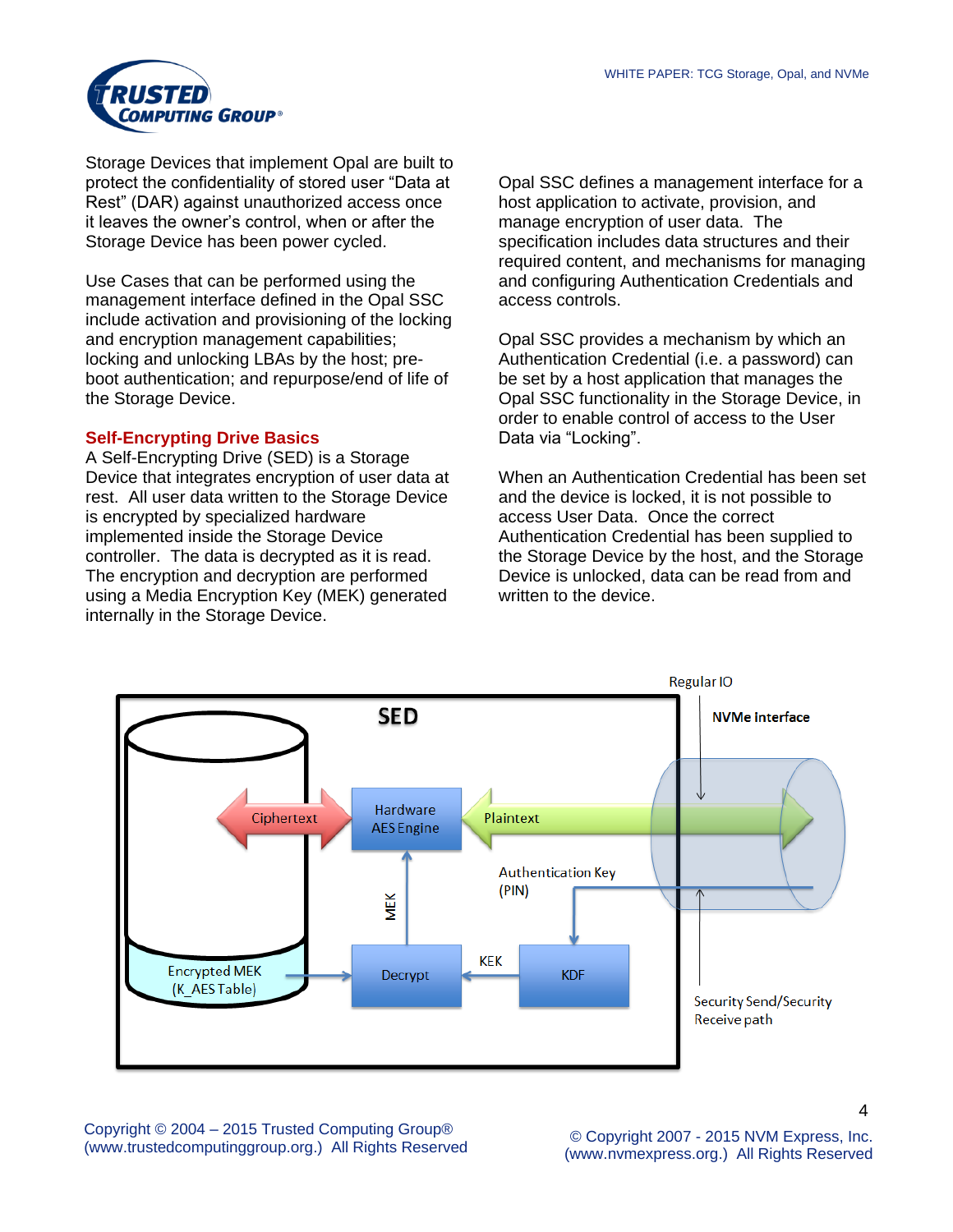Storage Devices that implement Opal are built to protect the confidentiality of stored user "Data at Rest" (DAR) against unauthorized access once it leaves the owner's control, when or after the Storage Device has been power cycled.

Use Cases that can be performed using the management interface defined in the Opal SSC include activation and provisioning of the locking and encryption management capabilities; locking and unlocking LBAs by the host; pre-boot authentication; and repurpose/end of life of the Storage Device.

## Self-Encrypting Drive Basics

A Self-Encrypting Drive (SED) is a Storage Device that integrates encryption of user data at rest. All user data written to the Storage Device is encrypted by specialized hardware implemented inside the Storage Device controller. The data is decrypted as it is read. The encryption and decryption are performed using a Media Encryption Key (MEK) generated internally in the Storage Device.

Opal SSC defines a management interface for a host application to activate, provision, and manage encryption of user data. The specification includes data structures and their required content, and mechanisms for managing and configuring Authentication Credentials and access controls.

Opal SSC provides a mechanism by which an Authentication Credential (i.e. a password) can be set by a host application that manages the Opal SSC functionality in the Storage Device, in order to enable control of access to the User Data via "Locking".

When an Authentication Credential has been set and the device is locked, it is not possible to access User Data. Once the correct Authentication Credential has been supplied to the Storage Device by the host, and the Storage Device is unlocked, data can be read from and written to the device.

Regular IO

NVMe Interface

SED

Ciphertext

Hardware AES Engine

Plaintext

Authentication Key (PIN)

MEK

Encrypted MEK (K_AES Table)

Decrypt

KEK

KDF

Security Send/Security Receive path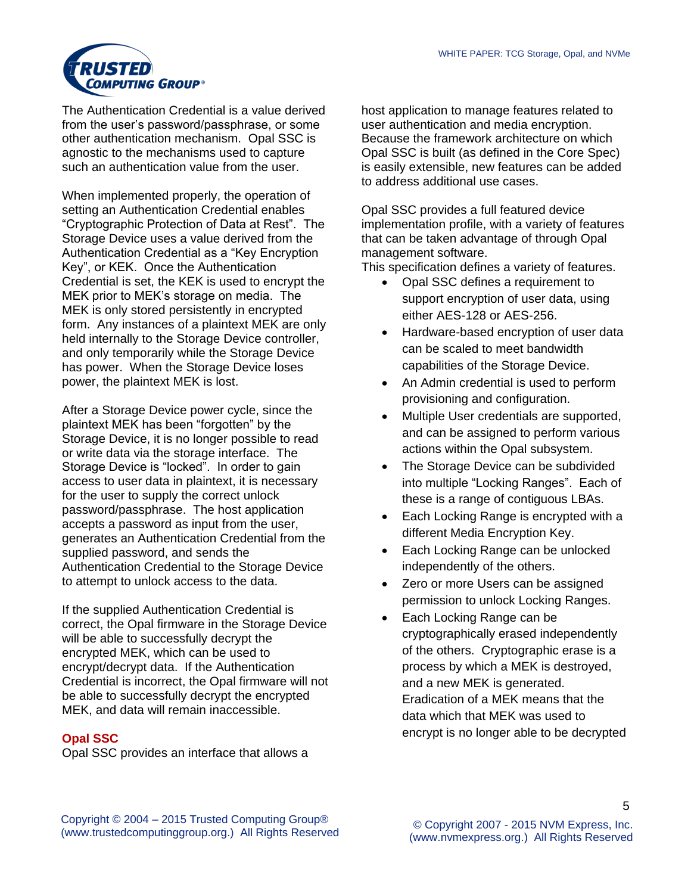The Authentication Credential is a value derived from the user's password/passphrase, or some other authentication mechanism. Opal SSC is agnostic to the mechanisms used to capture such an authentication value from the user.

When implemented properly, the operation of setting an Authentication Credential enables "Cryptographic Protection of Data at Rest". The Storage Device uses a value derived from the Authentication Credential as a "Key Encryption Key", or KEK. Once the Authentication Credential is set, the KEK is used to encrypt the MEK prior to MEK's storage on media. The MEK is only stored persistently in encrypted form. Any instances of a plaintext MEK are only held internally to the Storage Device controller, and only temporarily while the Storage Device has power. When the Storage Device loses power, the plaintext MEK is lost.

After a Storage Device power cycle, since the plaintext MEK has been "forgotten" by the Storage Device, it is no longer possible to read or write data via the storage interface. The Storage Device is "locked". In order to gain access to user data in plaintext, it is necessary for the user to supply the correct unlock password/passphrase. The host application accepts a password as input from the user, generates an Authentication Credential from the supplied password, and sends the Authentication Credential to the Storage Device to attempt to unlock access to the data.

If the supplied Authentication Credential is correct, the Opal firmware in the Storage Device will be able to successfully decrypt the encrypted MEK, which can be used to encrypt/decrypt data. If the Authentication Credential is incorrect, the Opal firmware will not be able to successfully decrypt the encrypted MEK, and data will remain inaccessible.

## Opal SSC

Opal SSC provides an interface that allows a host application to manage features related to user authentication and media encryption. Because the framework architecture on which Opal SSC is built (as defined in the Core Spec) is easily extensible, new features can be added to address additional use cases.

Opal SSC provides a full featured device implementation profile, with a variety of features that can be taken advantage of through Opal management software.
This specification defines a variety of features.

- Opal SSC defines a requirement to support encryption of user data, using either AES-128 or AES-256.
- Hardware-based encryption of user data can be scaled to meet bandwidth capabilities of the Storage Device.
- An Admin credential is used to perform provisioning and configuration.
- Multiple User credentials are supported, and can be assigned to perform various actions within the Opal subsystem.
- The Storage Device can be subdivided into multiple "Locking Ranges". Each of these is a range of contiguous LBAs.
- Each Locking Range is encrypted with a different Media Encryption Key.
- Each Locking Range can be unlocked independently of the others.
- Zero or more Users can be assigned permission to unlock Locking Ranges.
- Each Locking Range can be cryptographically erased independently of the others. Cryptographic erase is a process by which a MEK is destroyed, and a new MEK is generated. Eradication of a MEK means that the data which that MEK was used to encrypt is no longer able to be decrypted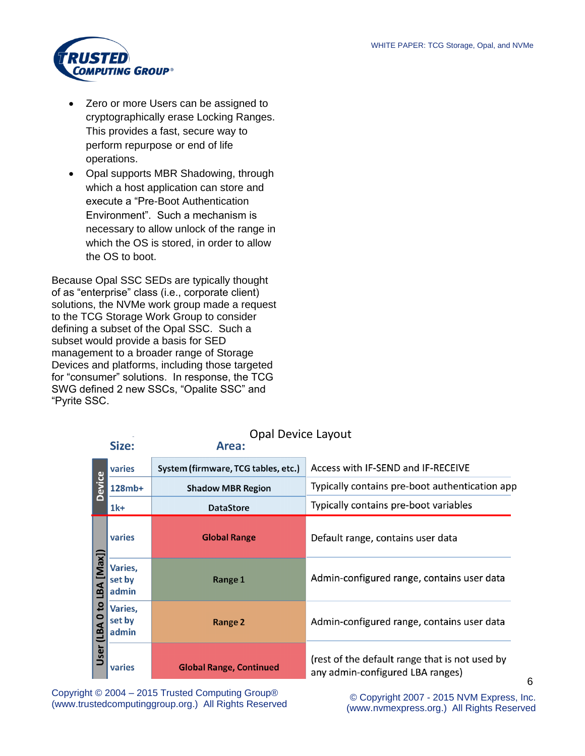- Zero or more Users can be assigned to cryptographically erase Locking Ranges. This provides a fast, secure way to perform repurpose or end of life operations.
- Opal supports MBR Shadowing, through which a host application can store and execute a “Pre-Boot Authentication Environment”. Such a mechanism is necessary to allow unlock of the range in which the OS is stored, in order to allow the OS to boot.

Because Opal SSC SEDs are typically thought of as “enterprise” class (i.e., corporate client) solutions, the NVMe work group made a request to the TCG Storage Work Group to consider defining a subset of the Opal SSC. Such a subset would provide a basis for SED management to a broader range of Storage Devices and platforms, including those targeted for “consumer” solutions. In response, the TCG SWG defined 2 new SSCs, “Opalite SSC” and “Pyrite SSC.

Opal Device Layout

| | Size: | Area: | |
|---|---|---|---|
| Device | varies | System (firmware, TCG tables, etc.) | Access with IF-SEND and IF-RECEIVE |
| Device | 128mb+ | Shadow MBR Region | Typically contains pre-boot authentication app |
| Device | 1k+ | DataStore | Typically contains pre-boot variables |
| User (LBA 0 to LBA [Max]) | varies | Global Range | Default range, contains user data |
| User (LBA 0 to LBA [Max]) | Varies, set by admin | Range 1 | Admin-configured range, contains user data |
| User (LBA 0 to LBA [Max]) | Varies, set by admin | Range 2 | Admin-configured range, contains user data |
| User (LBA 0 to LBA [Max]) | varies | Global Range, Continued | (rest of the default range that is not used by any admin-configured LBA ranges) |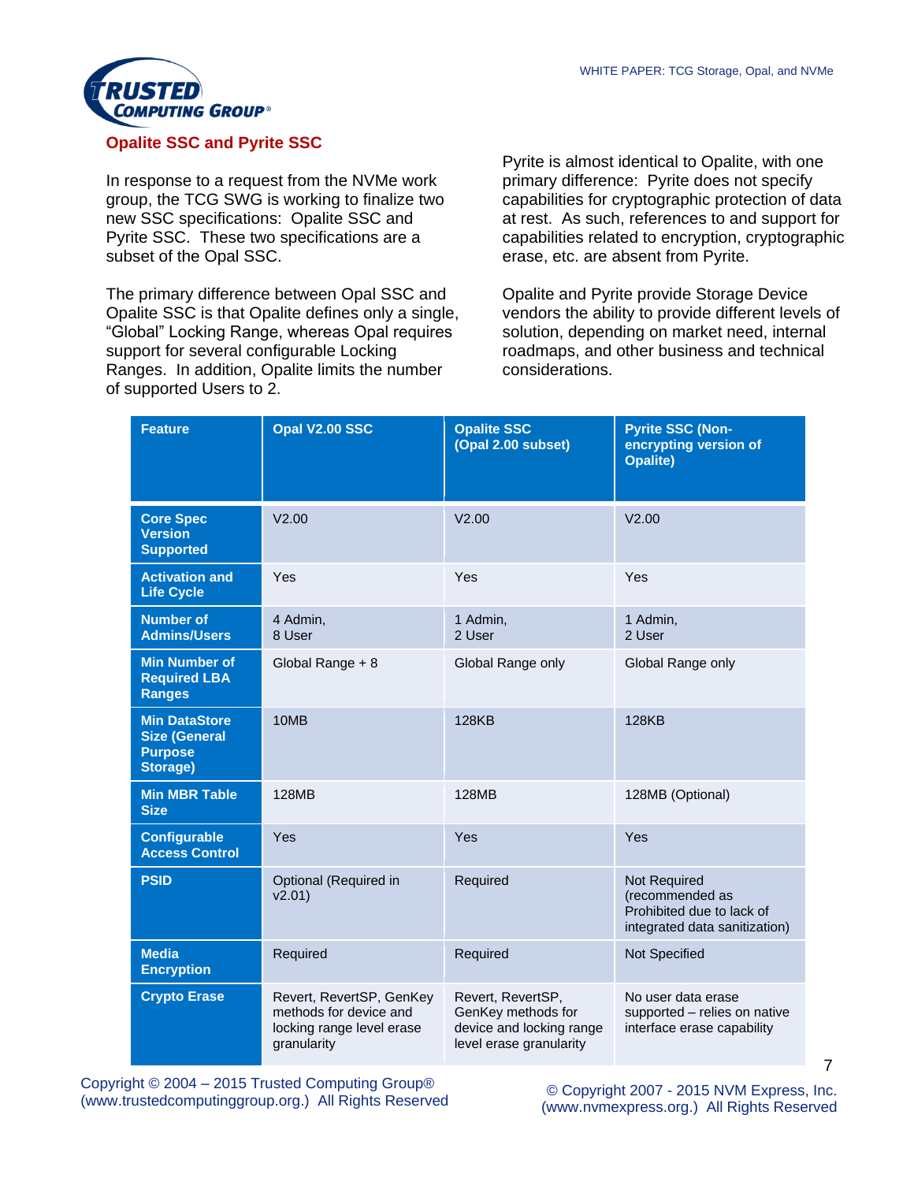## Opalite SSC and Pyrite SSC

In response to a request from the NVMe work group, the TCG SWG is working to finalize two new SSC specifications: Opalite SSC and Pyrite SSC. These two specifications are a subset of the Opal SSC.

The primary difference between Opal SSC and Opalite SSC is that Opalite defines only a single, "Global" Locking Range, whereas Opal requires support for several configurable Locking Ranges. In addition, Opalite limits the number of supported Users to 2.

Pyrite is almost identical to Opalite, with one primary difference: Pyrite does not specify capabilities for cryptographic protection of data at rest. As such, references to and support for capabilities related to encryption, cryptographic erase, etc. are absent from Pyrite.

Opalite and Pyrite provide Storage Device vendors the ability to provide different levels of solution, depending on market need, internal roadmaps, and other business and technical considerations.

| Feature | Opal V2.00 SSC | Opalite SSC (Opal 2.00 subset) | Pyrite SSC (Non-encrypting version of Opalite) |
|---|---|---|---|
| **Core Spec Version Supported** | V2.00 | V2.00 | V2.00 |
| **Activation and Life Cycle** | Yes | Yes | Yes |
| **Number of Admins/Users** | 4 Admin, 8 User | 1 Admin, 2 User | 1 Admin, 2 User |
| **Min Number of Required LBA Ranges** | Global Range + 8 | Global Range only | Global Range only |
| **Min DataStore Size (General Purpose Storage)** | 10MB | 128KB | 128KB |
| **Min MBR Table Size** | 128MB | 128MB | 128MB (Optional) |
| **Configurable Access Control** | Yes | Yes | Yes |
| **PSID** | Optional (Required in v2.01) | Required | Not Required (recommended as Prohibited due to lack of integrated data sanitization) |
| **Media Encryption** | Required | Required | Not Specified |
| **Crypto Erase** | Revert, RevertSP, GenKey methods for device and locking range level erase granularity | Revert, RevertSP, GenKey methods for device and locking range level erase granularity | No user data erase supported – relies on native interface erase capability |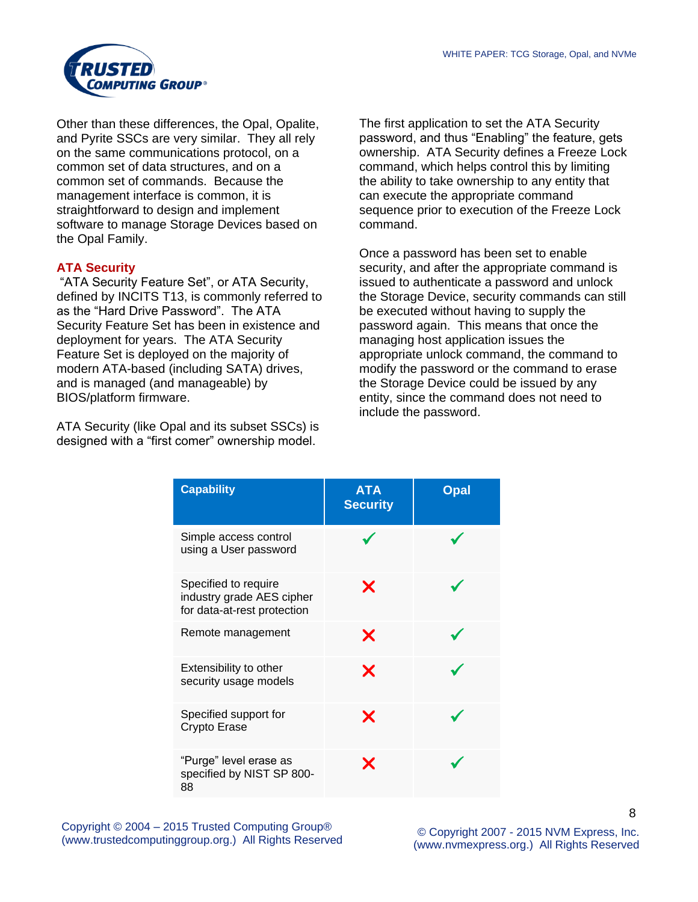Other than these differences, the Opal, Opalite, and Pyrite SSCs are very similar. They all rely on the same communications protocol, on a common set of data structures, and on a common set of commands. Because the management interface is common, it is straightforward to design and implement software to manage Storage Devices based on the Opal Family.

### ATA Security

"ATA Security Feature Set", or ATA Security, defined by INCITS T13, is commonly referred to as the "Hard Drive Password". The ATA Security Feature Set has been in existence and deployment for years. The ATA Security Feature Set is deployed on the majority of modern ATA-based (including SATA) drives, and is managed (and manageable) by BIOS/platform firmware.

ATA Security (like Opal and its subset SSCs) is designed with a "first comer" ownership model. The first application to set the ATA Security password, and thus "Enabling" the feature, gets ownership. ATA Security defines a Freeze Lock command, which helps control this by limiting the ability to take ownership to any entity that can execute the appropriate command sequence prior to execution of the Freeze Lock command.

Once a password has been set to enable security, and after the appropriate command is issued to authenticate a password and unlock the Storage Device, security commands can still be executed without having to supply the password again. This means that once the managing host application issues the appropriate unlock command, the command to modify the password or the command to erase the Storage Device could be issued by any entity, since the command does not need to include the password.

| Capability | ATA Security | Opal |
|---|---|---|
| Simple access control using a User password | ✓ | ✓ |
| Specified to require industry grade AES cipher for data-at-rest protection | ✗ | ✓ |
| Remote management | ✗ | ✓ |
| Extensibility to other security usage models | ✗ | ✓ |
| Specified support for Crypto Erase | ✗ | ✓ |
| "Purge" level erase as specified by NIST SP 800-88 | ✗ | ✓ |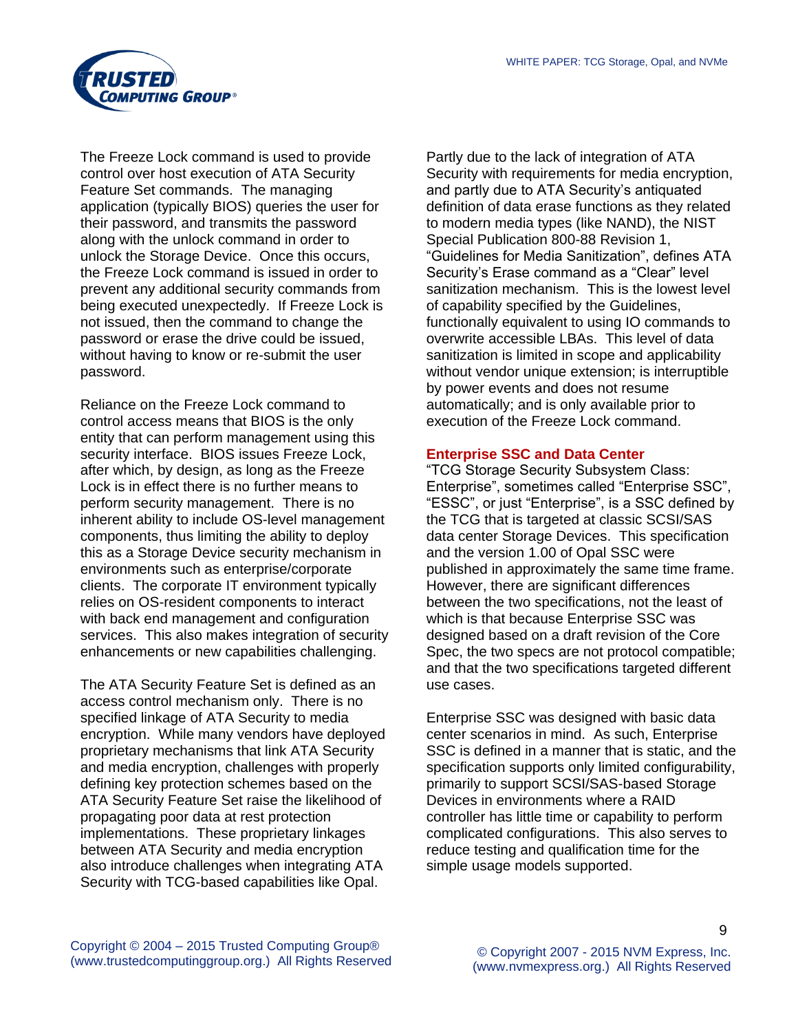The Freeze Lock command is used to provide control over host execution of ATA Security Feature Set commands. The managing application (typically BIOS) queries the user for their password, and transmits the password along with the unlock command in order to unlock the Storage Device. Once this occurs, the Freeze Lock command is issued in order to prevent any additional security commands from being executed unexpectedly. If Freeze Lock is not issued, then the command to change the password or erase the drive could be issued, without having to know or re-submit the user password.

Reliance on the Freeze Lock command to control access means that BIOS is the only entity that can perform management using this security interface. BIOS issues Freeze Lock, after which, by design, as long as the Freeze Lock is in effect there is no further means to perform security management. There is no inherent ability to include OS-level management components, thus limiting the ability to deploy this as a Storage Device security mechanism in environments such as enterprise/corporate clients. The corporate IT environment typically relies on OS-resident components to interact with back end management and configuration services. This also makes integration of security enhancements or new capabilities challenging.

The ATA Security Feature Set is defined as an access control mechanism only. There is no specified linkage of ATA Security to media encryption. While many vendors have deployed proprietary mechanisms that link ATA Security and media encryption, challenges with properly defining key protection schemes based on the ATA Security Feature Set raise the likelihood of propagating poor data at rest protection implementations. These proprietary linkages between ATA Security and media encryption also introduce challenges when integrating ATA Security with TCG-based capabilities like Opal.

Partly due to the lack of integration of ATA Security with requirements for media encryption, and partly due to ATA Security's antiquated definition of data erase functions as they related to modern media types (like NAND), the NIST Special Publication 800-88 Revision 1, "Guidelines for Media Sanitization", defines ATA Security's Erase command as a "Clear" level sanitization mechanism. This is the lowest level of capability specified by the Guidelines, functionally equivalent to using IO commands to overwrite accessible LBAs. This level of data sanitization is limited in scope and applicability without vendor unique extension; is interruptible by power events and does not resume automatically; and is only available prior to execution of the Freeze Lock command.

### Enterprise SSC and Data Center

"TCG Storage Security Subsystem Class: Enterprise", sometimes called "Enterprise SSC", "ESSC", or just "Enterprise", is a SSC defined by the TCG that is targeted at classic SCSI/SAS data center Storage Devices. This specification and the version 1.00 of Opal SSC were published in approximately the same time frame. However, there are significant differences between the two specifications, not the least of which is that because Enterprise SSC was designed based on a draft revision of the Core Spec, the two specs are not protocol compatible; and that the two specifications targeted different use cases.

Enterprise SSC was designed with basic data center scenarios in mind. As such, Enterprise SSC is defined in a manner that is static, and the specification supports only limited configurability, primarily to support SCSI/SAS-based Storage Devices in environments where a RAID controller has little time or capability to perform complicated configurations. This also serves to reduce testing and qualification time for the simple usage models supported.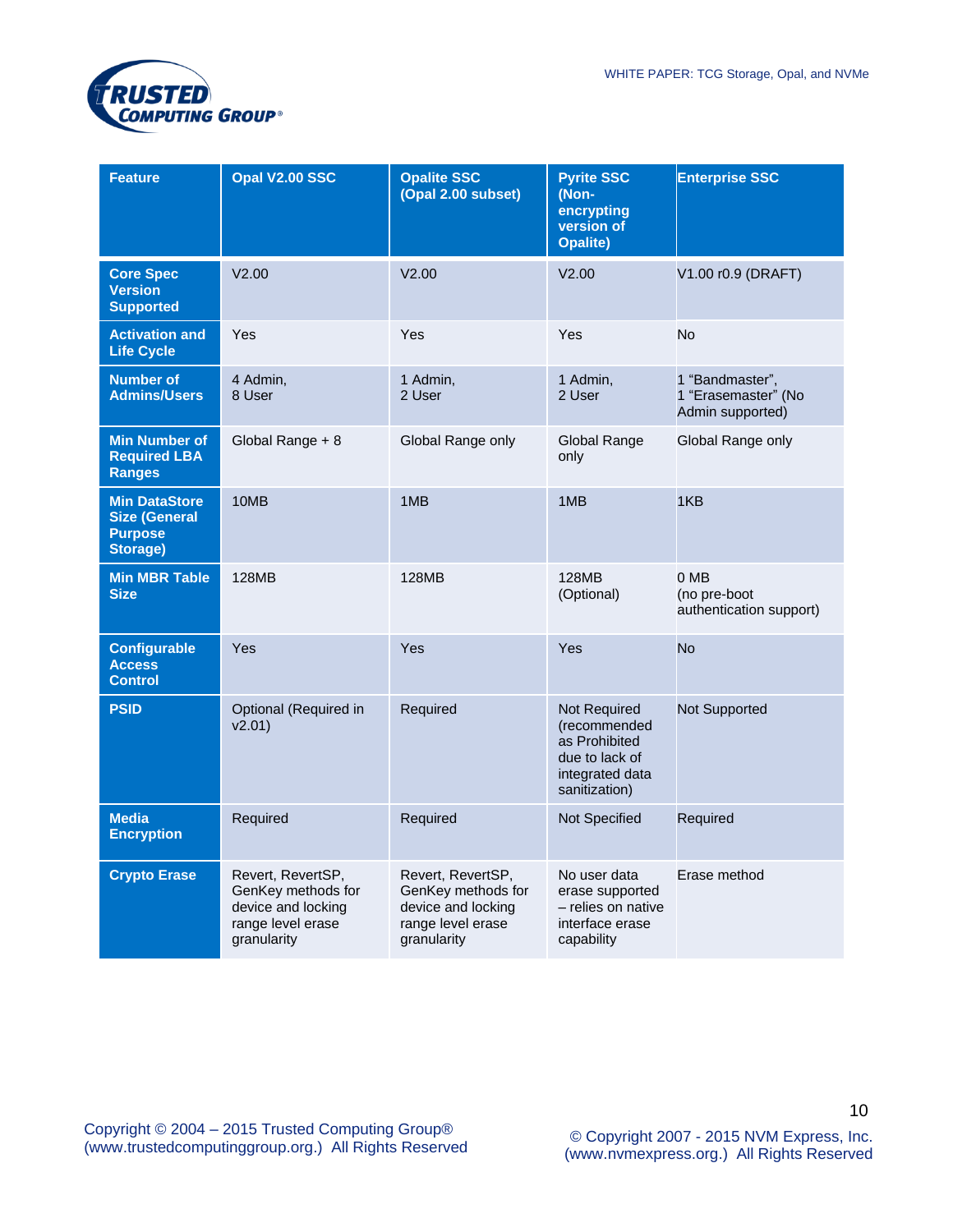| Feature | Opal V2.00 SSC | Opalite SSC (Opal 2.00 subset) | Pyrite SSC (Non-encrypting version of Opalite) | Enterprise SSC |
|---|---|---|---|---|
| Core Spec Version Supported | V2.00 | V2.00 | V2.00 | V1.00 r0.9 (DRAFT) |
| Activation and Life Cycle | Yes | Yes | Yes | No |
| Number of Admins/Users | 4 Admin, 8 User | 1 Admin, 2 User | 1 Admin, 2 User | 1 "Bandmaster", 1 "Erasemaster" (No Admin supported) |
| Min Number of Required LBA Ranges | Global Range + 8 | Global Range only | Global Range only | Global Range only |
| Min DataStore Size (General Purpose Storage) | 10MB | 1MB | 1MB | 1KB |
| Min MBR Table Size | 128MB | 128MB | 128MB (Optional) | 0 MB (no pre-boot authentication support) |
| Configurable Access Control | Yes | Yes | Yes | No |
| PSID | Optional (Required in v2.01) | Required | Not Required (recommended as Prohibited due to lack of integrated data sanitization) | Not Supported |
| Media Encryption | Required | Required | Not Specified | Required |
| Crypto Erase | Revert, RevertSP, GenKey methods for device and locking range level erase granularity | Revert, RevertSP, GenKey methods for device and locking range level erase granularity | No user data erase supported – relies on native interface erase capability | Erase method |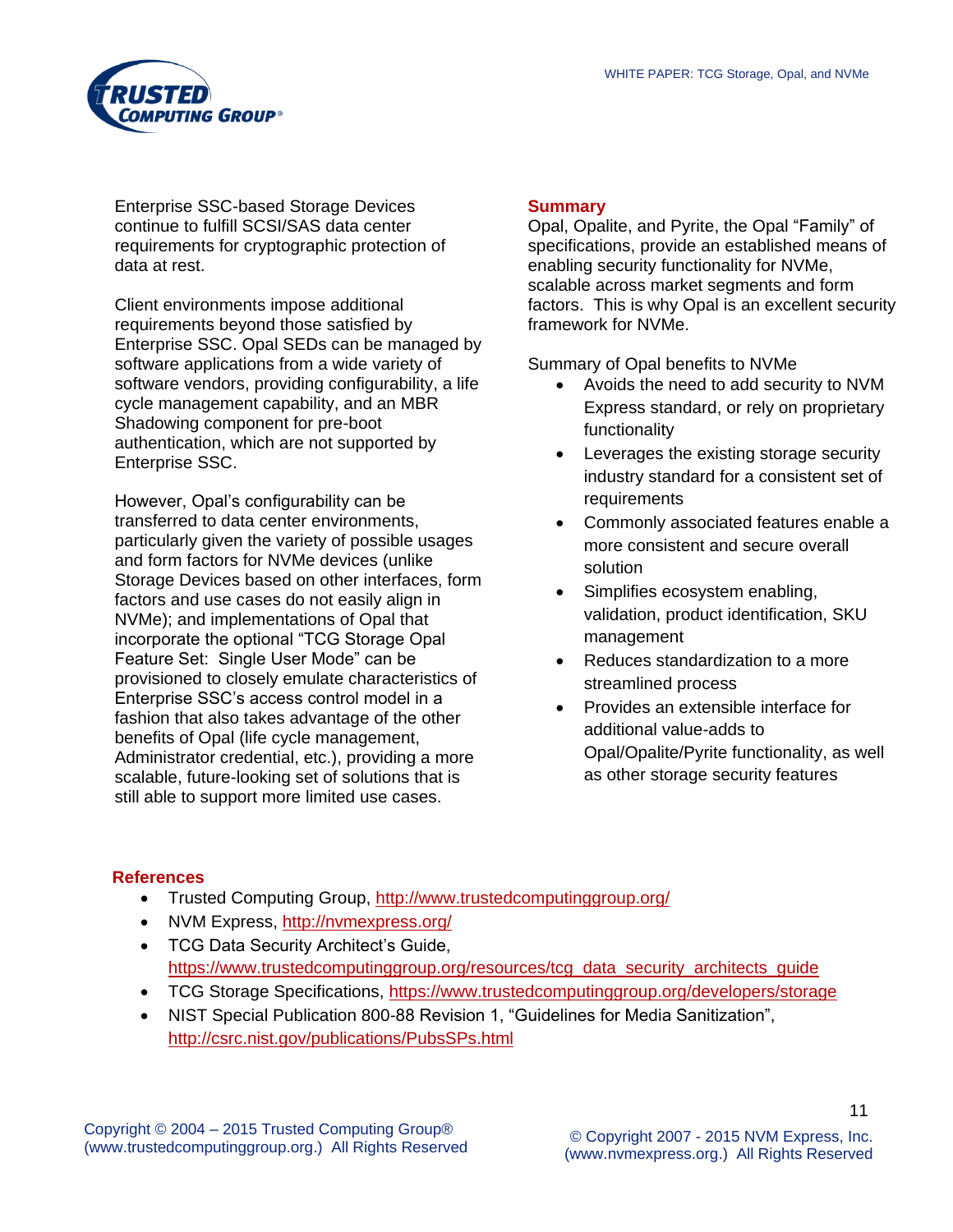Enterprise SSC-based Storage Devices continue to fulfill SCSI/SAS data center requirements for cryptographic protection of data at rest.

Client environments impose additional requirements beyond those satisfied by Enterprise SSC. Opal SEDs can be managed by software applications from a wide variety of software vendors, providing configurability, a life cycle management capability, and an MBR Shadowing component for pre-boot authentication, which are not supported by Enterprise SSC.

However, Opal's configurability can be transferred to data center environments, particularly given the variety of possible usages and form factors for NVMe devices (unlike Storage Devices based on other interfaces, form factors and use cases do not easily align in NVMe); and implementations of Opal that incorporate the optional "TCG Storage Opal Feature Set: Single User Mode" can be provisioned to closely emulate characteristics of Enterprise SSC's access control model in a fashion that also takes advantage of the other benefits of Opal (life cycle management, Administrator credential, etc.), providing a more scalable, future-looking set of solutions that is still able to support more limited use cases.

## Summary

Opal, Opalite, and Pyrite, the Opal "Family" of specifications, provide an established means of enabling security functionality for NVMe, scalable across market segments and form factors. This is why Opal is an excellent security framework for NVMe.

Summary of Opal benefits to NVMe

- Avoids the need to add security to NVM Express standard, or rely on proprietary functionality
- Leverages the existing storage security industry standard for a consistent set of requirements
- Commonly associated features enable a more consistent and secure overall solution
- Simplifies ecosystem enabling, validation, product identification, SKU management
- Reduces standardization to a more streamlined process
- Provides an extensible interface for additional value-adds to Opal/Opalite/Pyrite functionality, as well as other storage security features

## References

- Trusted Computing Group, http://www.trustedcomputinggroup.org/
- NVM Express, http://nvmexpress.org/
- TCG Data Security Architect's Guide, https://www.trustedcomputinggroup.org/resources/tcg_data_security_architects_guide
- TCG Storage Specifications, https://www.trustedcomputinggroup.org/developers/storage
- NIST Special Publication 800-88 Revision 1, "Guidelines for Media Sanitization", http://csrc.nist.gov/publications/PubsSPs.html